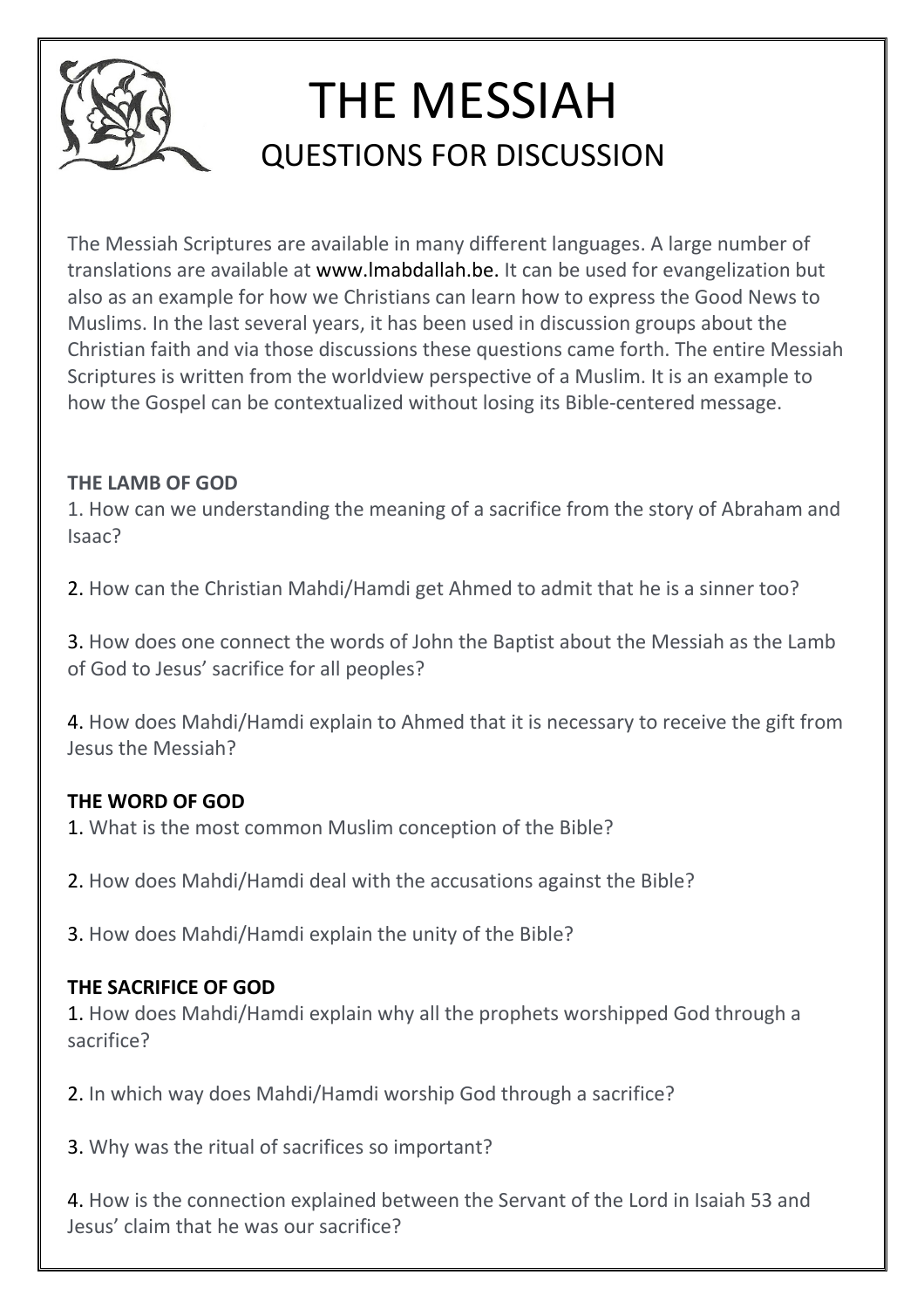# THE MESSIAH

## QUESTIONS FOR DISCUSSION

The Messiah Scriptures are available in many different languages. A large number of translations are available at www.lmabdallah.be. It can be used for evangelization but also as an example for how we Christians can learn how to express the Good News to Muslims. In the last several years, it has been used in discussion groups about the Christian faith and via those discussions these questions came forth. The entire Messiah Scriptures is written from the worldview perspective of a Muslim. It is an example to how the Gospel can be contextualized without losing its Bible-centered message.

**THE LAMB OF GOD**

1. How can we understanding the meaning of a sacrifice from the story of Abraham and Isaac?

2. How can the Christian Mahdi/Hamdi get Ahmed to admit that he is a sinner too?

3. How does one connect the words of John the Baptist about the Messiah as the Lamb of God to Jesus' sacrifice for all peoples?

4. How does Mahdi/Hamdi explain to Ahmed that it is necessary to receive the gift from Jesus the Messiah?

**THE WORD OF GOD**

1. What is the most common Muslim conception of the Bible?

2. How does Mahdi/Hamdi deal with the accusations against the Bible?

3. How does Mahdi/Hamdi explain the unity of the Bible?

**THE SACRIFICE OF GOD**

1. How does Mahdi/Hamdi explain why all the prophets worshipped God through a sacrifice?

2. In which way does Mahdi/Hamdi worship God through a sacrifice?

3. Why was the ritual of sacrifices so important?

4. How is the connection explained between the Servant of the Lord in Isaiah 53 and Jesus' claim that he was our sacrifice?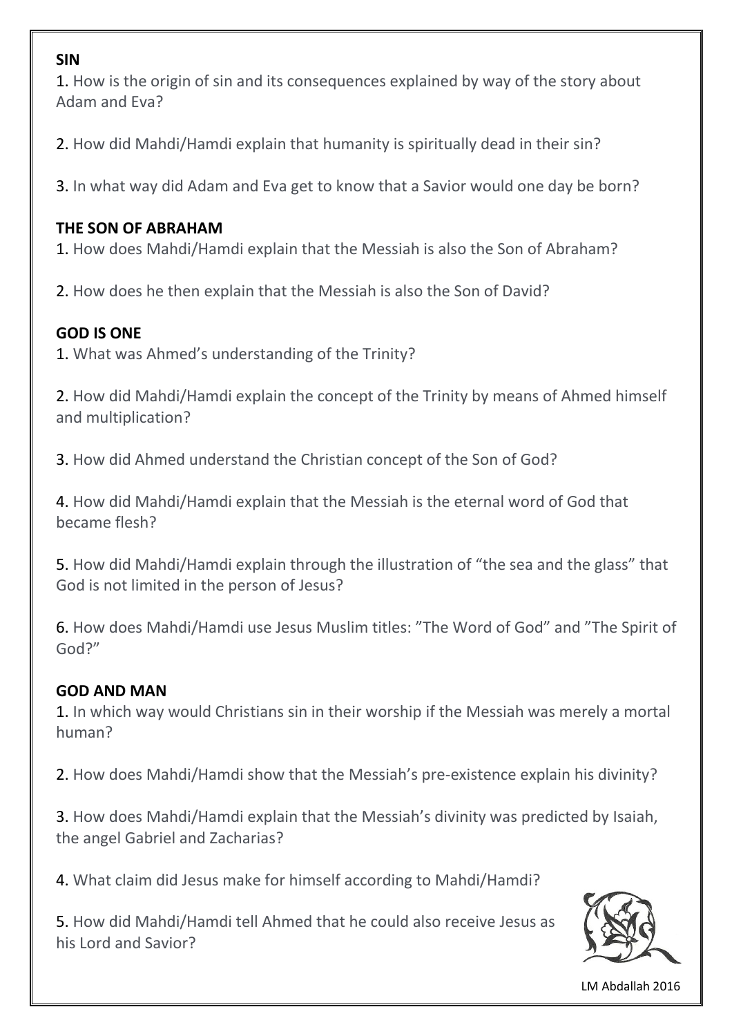**SIN**

1. How is the origin of sin and its consequences explained by way of the story about Adam and Eva?

2. How did Mahdi/Hamdi explain that humanity is spiritually dead in their sin?

3. In what way did Adam and Eva get to know that a Savior would one day be born?

**THE SON OF ABRAHAM**

1. How does Mahdi/Hamdi explain that the Messiah is also the Son of Abraham?

2. How does he then explain that the Messiah is also the Son of David?

**GOD IS ONE**

1. What was Ahmed's understanding of the Trinity?

2. How did Mahdi/Hamdi explain the concept of the Trinity by means of Ahmed himself and multiplication?

3. How did Ahmed understand the Christian concept of the Son of God?

4. How did Mahdi/Hamdi explain that the Messiah is the eternal word of God that became flesh?

5. How did Mahdi/Hamdi explain through the illustration of "the sea and the glass" that God is not limited in the person of Jesus?

6. How does Mahdi/Hamdi use Jesus Muslim titles: "The Word of God" and "The Spirit of God?"

**GOD AND MAN**

1. In which way would Christians sin in their worship if the Messiah was merely a mortal human?

2. How does Mahdi/Hamdi show that the Messiah's pre-existence explain his divinity?

3. How does Mahdi/Hamdi explain that the Messiah's divinity was predicted by Isaiah, the angel Gabriel and Zacharias?

4. What claim did Jesus make for himself according to Mahdi/Hamdi?

5. How did Mahdi/Hamdi tell Ahmed that he could also receive Jesus as his Lord and Savior?

LM Abdallah 2016